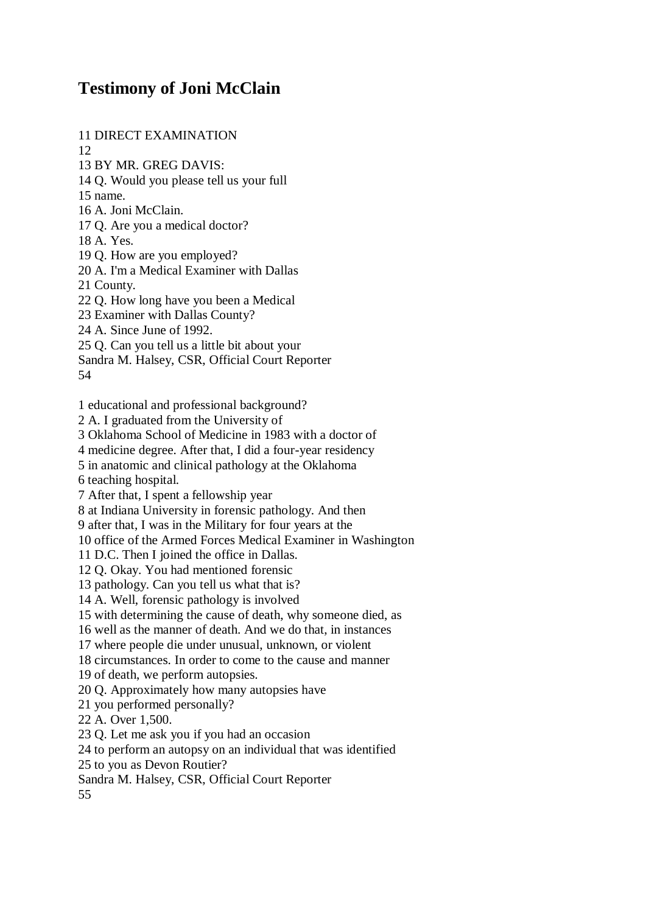# Testimony of Joni McClain

11 DIRECT EXAMINATION
12
13 BY MR. GREG DAVIS:
14 Q. Would you please tell us your full
15 name.
16 A. Joni McClain.
17 Q. Are you a medical doctor?
18 A. Yes.
19 Q. How are you employed?
20 A. I'm a Medical Examiner with Dallas
21 County.
22 Q. How long have you been a Medical
23 Examiner with Dallas County?
24 A. Since June of 1992.
25 Q. Can you tell us a little bit about your
Sandra M. Halsey, CSR, Official Court Reporter
54

1 educational and professional background?
2 A. I graduated from the University of
3 Oklahoma School of Medicine in 1983 with a doctor of
4 medicine degree. After that, I did a four-year residency
5 in anatomic and clinical pathology at the Oklahoma
6 teaching hospital.
7 After that, I spent a fellowship year
8 at Indiana University in forensic pathology. And then
9 after that, I was in the Military for four years at the
10 office of the Armed Forces Medical Examiner in Washington
11 D.C. Then I joined the office in Dallas.
12 Q. Okay. You had mentioned forensic
13 pathology. Can you tell us what that is?
14 A. Well, forensic pathology is involved
15 with determining the cause of death, why someone died, as
16 well as the manner of death. And we do that, in instances
17 where people die under unusual, unknown, or violent
18 circumstances. In order to come to the cause and manner
19 of death, we perform autopsies.
20 Q. Approximately how many autopsies have
21 you performed personally?
22 A. Over 1,500.
23 Q. Let me ask you if you had an occasion
24 to perform an autopsy on an individual that was identified
25 to you as Devon Routier?
Sandra M. Halsey, CSR, Official Court Reporter
55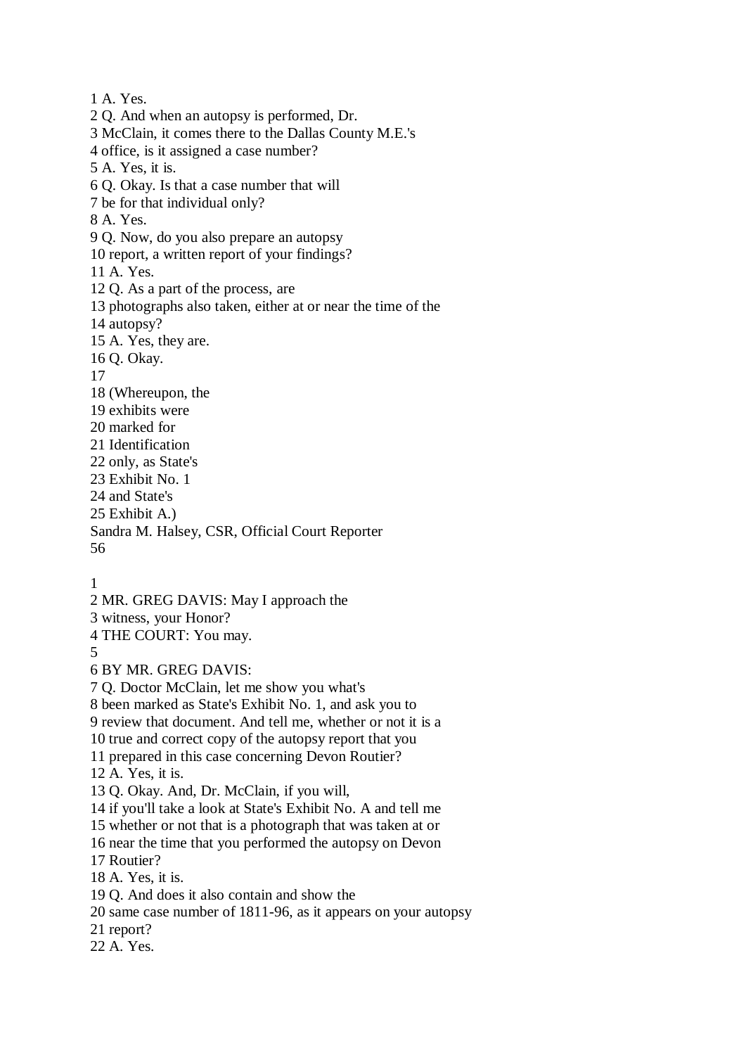1 A. Yes.
2 Q. And when an autopsy is performed, Dr.
3 McClain, it comes there to the Dallas County M.E.'s
4 office, is it assigned a case number?
5 A. Yes, it is.
6 Q. Okay. Is that a case number that will
7 be for that individual only?
8 A. Yes.
9 Q. Now, do you also prepare an autopsy
10 report, a written report of your findings?
11 A. Yes.
12 Q. As a part of the process, are
13 photographs also taken, either at or near the time of the
14 autopsy?
15 A. Yes, they are.
16 Q. Okay.
17
18 (Whereupon, the
19 exhibits were
20 marked for
21 Identification
22 only, as State's
23 Exhibit No. 1
24 and State's
25 Exhibit A.)
Sandra M. Halsey, CSR, Official Court Reporter

1
2 MR. GREG DAVIS: May I approach the
3 witness, your Honor?
4 THE COURT: You may.
5
6 BY MR. GREG DAVIS:
7 Q. Doctor McClain, let me show you what's
8 been marked as State's Exhibit No. 1, and ask you to
9 review that document. And tell me, whether or not it is a
10 true and correct copy of the autopsy report that you
11 prepared in this case concerning Devon Routier?
12 A. Yes, it is.
13 Q. Okay. And, Dr. McClain, if you will,
14 if you'll take a look at State's Exhibit No. A and tell me
15 whether or not that is a photograph that was taken at or
16 near the time that you performed the autopsy on Devon
17 Routier?
18 A. Yes, it is.
19 Q. And does it also contain and show the
20 same case number of 1811-96, as it appears on your autopsy
21 report?
22 A. Yes.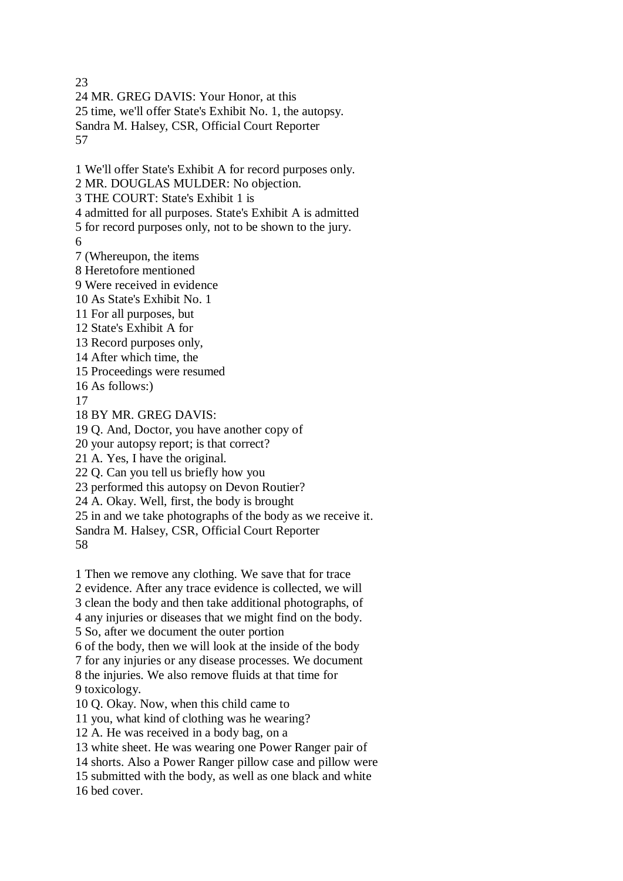23
24 MR. GREG DAVIS: Your Honor, at this
25 time, we'll offer State's Exhibit No. 1, the autopsy.

1 We'll offer State's Exhibit A for record purposes only.
2 MR. DOUGLAS MULDER: No objection.
3 THE COURT: State's Exhibit 1 is
4 admitted for all purposes. State's Exhibit A is admitted
5 for record purposes only, not to be shown to the jury.
6
7 (Whereupon, the items
8 Heretofore mentioned
9 Were received in evidence
10 As State's Exhibit No. 1
11 For all purposes, but
12 State's Exhibit A for
13 Record purposes only,
14 After which time, the
15 Proceedings were resumed
16 As follows:)
17
18 BY MR. GREG DAVIS:
19 Q. And, Doctor, you have another copy of
20 your autopsy report; is that correct?
21 A. Yes, I have the original.
22 Q. Can you tell us briefly how you
23 performed this autopsy on Devon Routier?
24 A. Okay. Well, first, the body is brought
25 in and we take photographs of the body as we receive it.

1 Then we remove any clothing. We save that for trace
2 evidence. After any trace evidence is collected, we will
3 clean the body and then take additional photographs, of
4 any injuries or diseases that we might find on the body.
5 So, after we document the outer portion
6 of the body, then we will look at the inside of the body
7 for any injuries or any disease processes. We document
8 the injuries. We also remove fluids at that time for
9 toxicology.
10 Q. Okay. Now, when this child came to
11 you, what kind of clothing was he wearing?
12 A. He was received in a body bag, on a
13 white sheet. He was wearing one Power Ranger pair of
14 shorts. Also a Power Ranger pillow case and pillow were
15 submitted with the body, as well as one black and white
16 bed cover.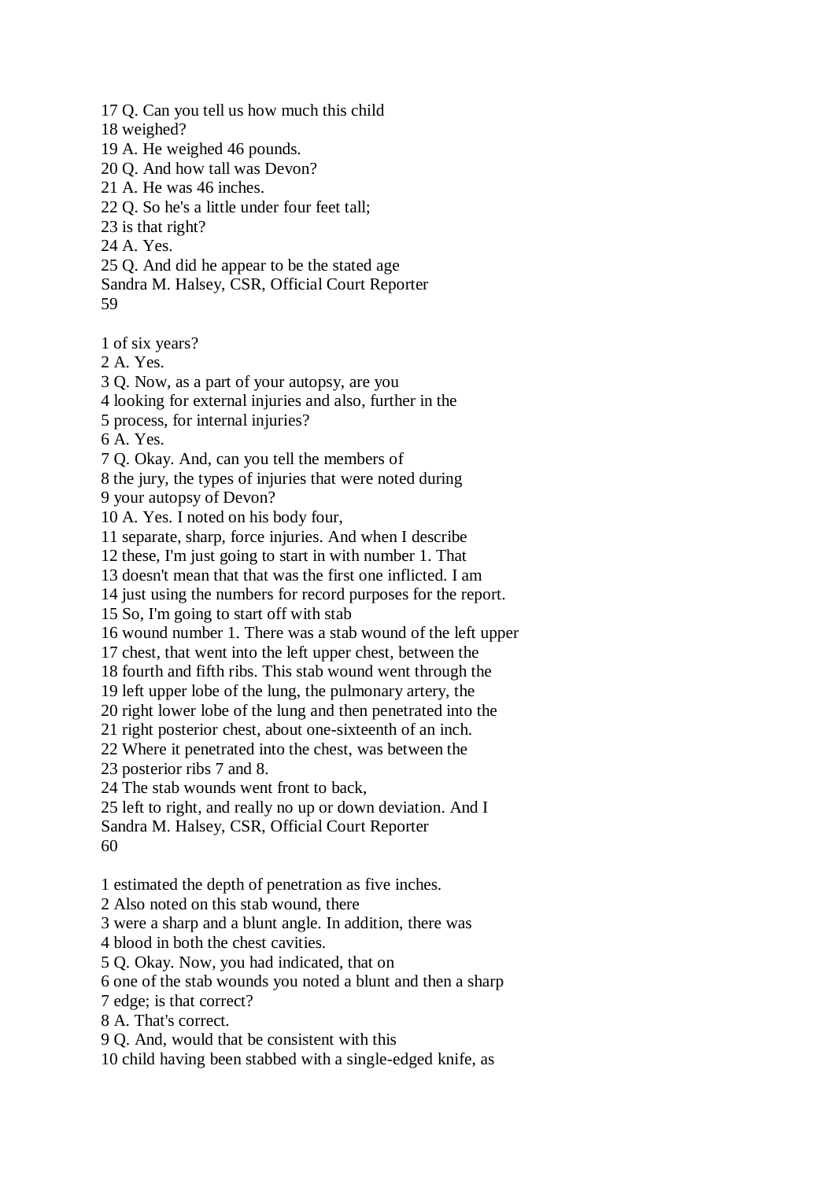17 Q. Can you tell us how much this child
18 weighed?
19 A. He weighed 46 pounds.
20 Q. And how tall was Devon?
21 A. He was 46 inches.
22 Q. So he's a little under four feet tall;
23 is that right?
24 A. Yes.
25 Q. And did he appear to be the stated age
Sandra M. Halsey, CSR, Official Court Reporter

1 of six years?
2 A. Yes.
3 Q. Now, as a part of your autopsy, are you
4 looking for external injuries and also, further in the
5 process, for internal injuries?
6 A. Yes.
7 Q. Okay. And, can you tell the members of
8 the jury, the types of injuries that were noted during
9 your autopsy of Devon?
10 A. Yes. I noted on his body four,
11 separate, sharp, force injuries. And when I describe
12 these, I'm just going to start in with number 1. That
13 doesn't mean that that was the first one inflicted. I am
14 just using the numbers for record purposes for the report.
15 So, I'm going to start off with stab
16 wound number 1. There was a stab wound of the left upper
17 chest, that went into the left upper chest, between the
18 fourth and fifth ribs. This stab wound went through the
19 left upper lobe of the lung, the pulmonary artery, the
20 right lower lobe of the lung and then penetrated into the
21 right posterior chest, about one-sixteenth of an inch.
22 Where it penetrated into the chest, was between the
23 posterior ribs 7 and 8.
24 The stab wounds went front to back,
25 left to right, and really no up or down deviation. And I
Sandra M. Halsey, CSR, Official Court Reporter

1 estimated the depth of penetration as five inches.
2 Also noted on this stab wound, there
3 were a sharp and a blunt angle. In addition, there was
4 blood in both the chest cavities.
5 Q. Okay. Now, you had indicated, that on
6 one of the stab wounds you noted a blunt and then a sharp
7 edge; is that correct?
8 A. That's correct.
9 Q. And, would that be consistent with this
10 child having been stabbed with a single-edged knife, as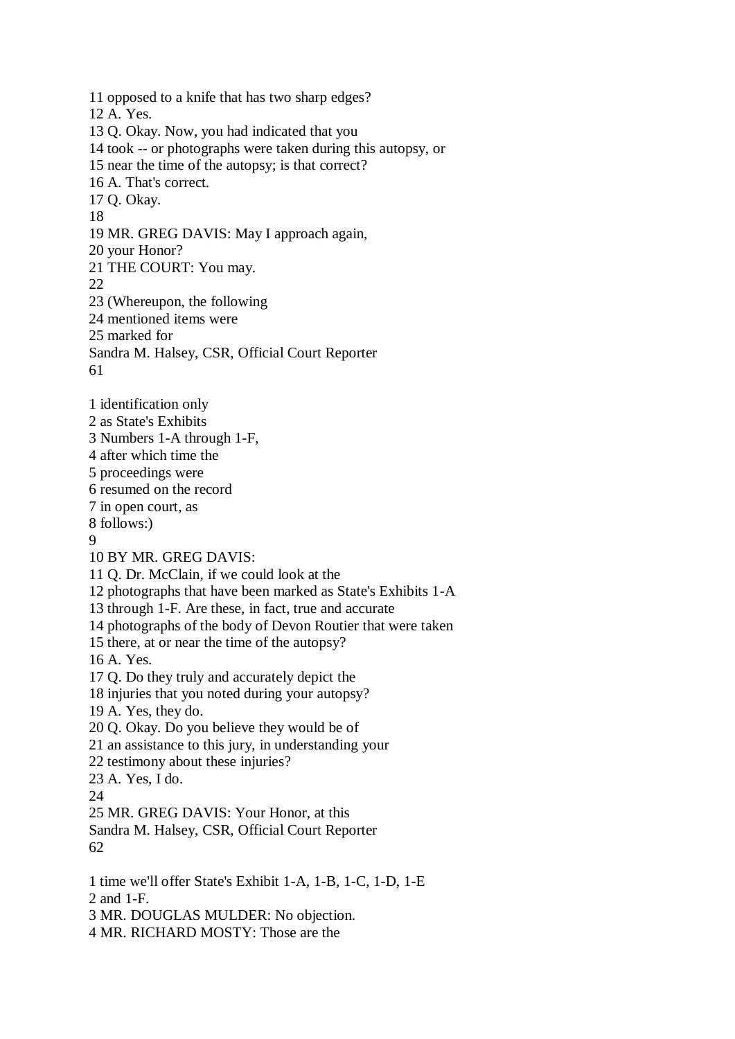11 opposed to a knife that has two sharp edges?
12 A. Yes.
13 Q. Okay. Now, you had indicated that you
14 took -- or photographs were taken during this autopsy, or
15 near the time of the autopsy; is that correct?
16 A. That's correct.
17 Q. Okay.
18
19 MR. GREG DAVIS: May I approach again,
20 your Honor?
21 THE COURT: You may.
22
23 (Whereupon, the following
24 mentioned items were
25 marked for

1 identification only
2 as State's Exhibits
3 Numbers 1-A through 1-F,
4 after which time the
5 proceedings were
6 resumed on the record
7 in open court, as
8 follows:)
9
10 BY MR. GREG DAVIS:
11 Q. Dr. McClain, if we could look at the
12 photographs that have been marked as State's Exhibits 1-A
13 through 1-F. Are these, in fact, true and accurate
14 photographs of the body of Devon Routier that were taken
15 there, at or near the time of the autopsy?
16 A. Yes.
17 Q. Do they truly and accurately depict the
18 injuries that you noted during your autopsy?
19 A. Yes, they do.
20 Q. Okay. Do you believe they would be of
21 an assistance to this jury, in understanding your
22 testimony about these injuries?
23 A. Yes, I do.
24
25 MR. GREG DAVIS: Your Honor, at this

1 time we'll offer State's Exhibit 1-A, 1-B, 1-C, 1-D, 1-E
2 and 1-F.
3 MR. DOUGLAS MULDER: No objection.
4 MR. RICHARD MOSTY: Those are the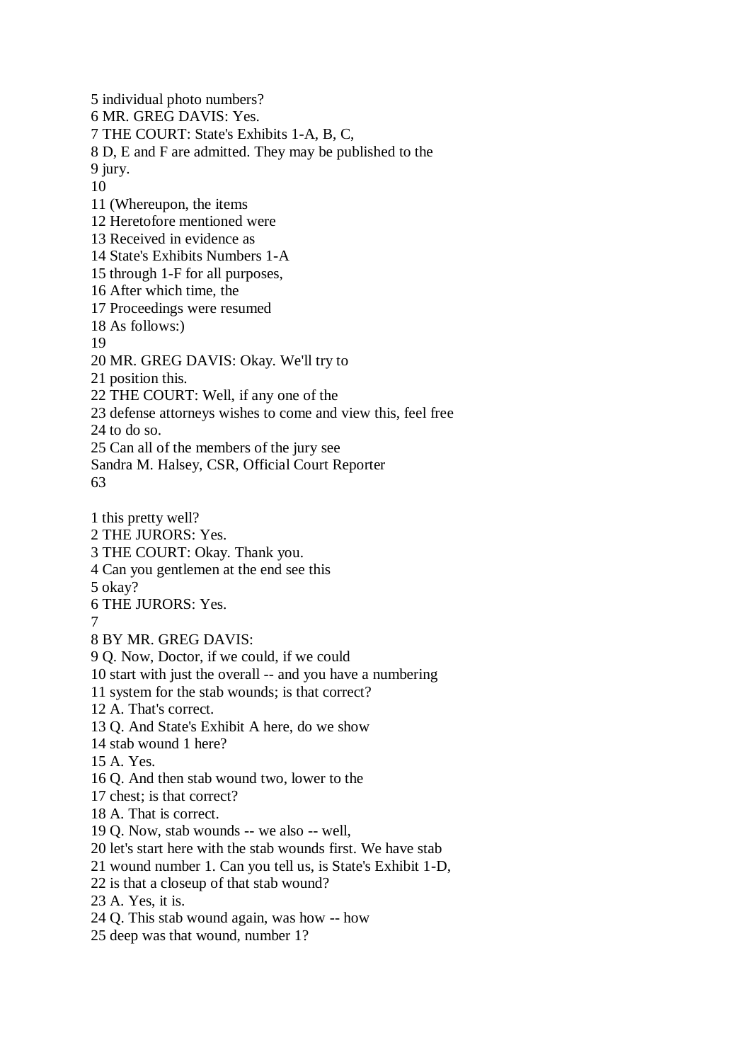5 individual photo numbers?
6 MR. GREG DAVIS: Yes.
7 THE COURT: State's Exhibits 1-A, B, C,
8 D, E and F are admitted. They may be published to the
9 jury.
10
11 (Whereupon, the items
12 Heretofore mentioned were
13 Received in evidence as
14 State's Exhibits Numbers 1-A
15 through 1-F for all purposes,
16 After which time, the
17 Proceedings were resumed
18 As follows:)
19
20 MR. GREG DAVIS: Okay. We'll try to
21 position this.
22 THE COURT: Well, if any one of the
23 defense attorneys wishes to come and view this, feel free
24 to do so.
25 Can all of the members of the jury see
Sandra M. Halsey, CSR, Official Court Reporter

1 this pretty well?
2 THE JURORS: Yes.
3 THE COURT: Okay. Thank you.
4 Can you gentlemen at the end see this
5 okay?
6 THE JURORS: Yes.
7
8 BY MR. GREG DAVIS:
9 Q. Now, Doctor, if we could, if we could
10 start with just the overall -- and you have a numbering
11 system for the stab wounds; is that correct?
12 A. That's correct.
13 Q. And State's Exhibit A here, do we show
14 stab wound 1 here?
15 A. Yes.
16 Q. And then stab wound two, lower to the
17 chest; is that correct?
18 A. That is correct.
19 Q. Now, stab wounds -- we also -- well,
20 let's start here with the stab wounds first. We have stab
21 wound number 1. Can you tell us, is State's Exhibit 1-D,
22 is that a closeup of that stab wound?
23 A. Yes, it is.
24 Q. This stab wound again, was how -- how
25 deep was that wound, number 1?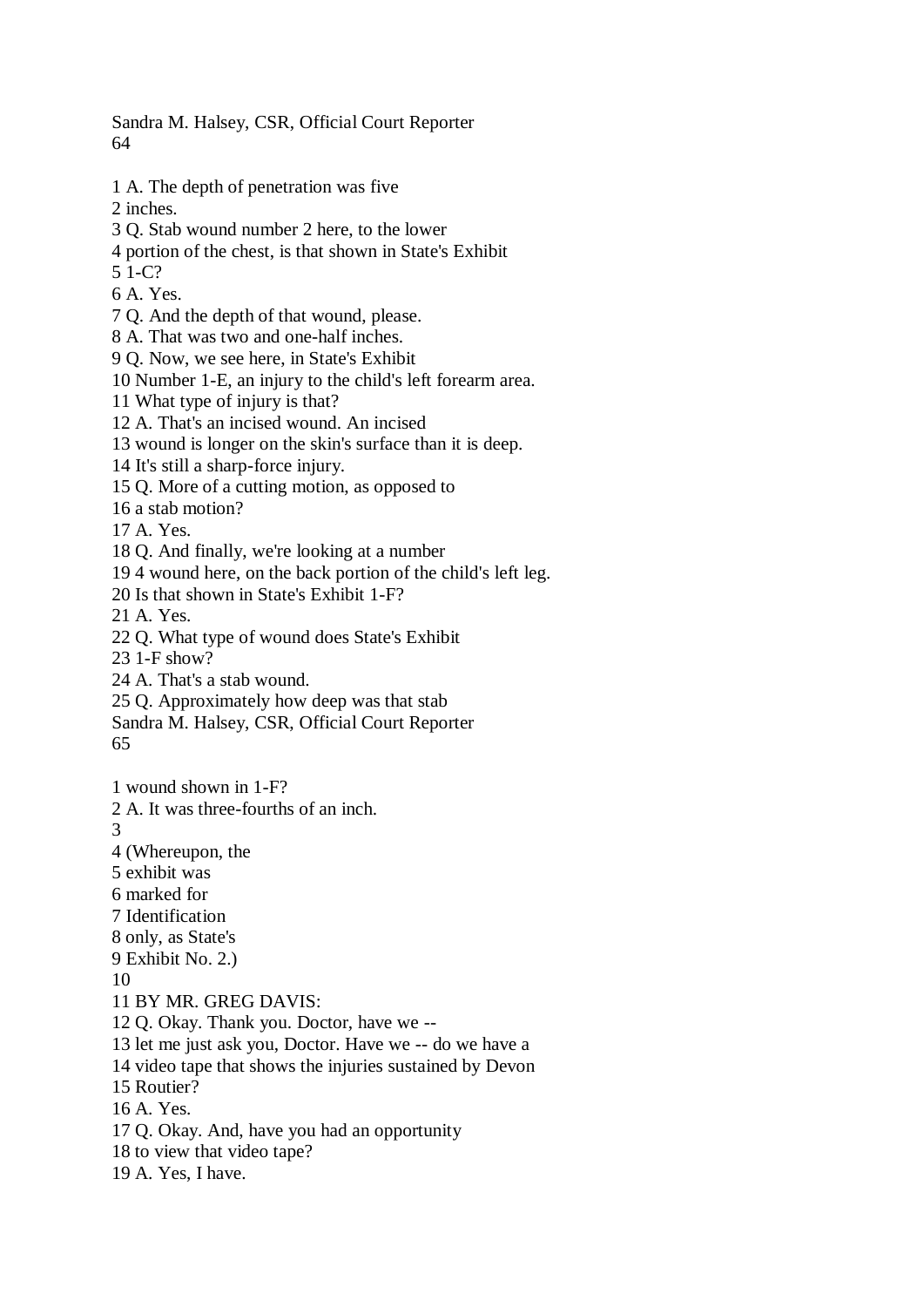1 A. The depth of penetration was five
2 inches.
3 Q. Stab wound number 2 here, to the lower
4 portion of the chest, is that shown in State's Exhibit
5 1-C?
6 A. Yes.
7 Q. And the depth of that wound, please.
8 A. That was two and one-half inches.
9 Q. Now, we see here, in State's Exhibit
10 Number 1-E, an injury to the child's left forearm area.
11 What type of injury is that?
12 A. That's an incised wound. An incised
13 wound is longer on the skin's surface than it is deep.
14 It's still a sharp-force injury.
15 Q. More of a cutting motion, as opposed to
16 a stab motion?
17 A. Yes.
18 Q. And finally, we're looking at a number
19 4 wound here, on the back portion of the child's left leg.
20 Is that shown in State's Exhibit 1-F?
21 A. Yes.
22 Q. What type of wound does State's Exhibit
23 1-F show?
24 A. That's a stab wound.
25 Q. Approximately how deep was that stab

1 wound shown in 1-F?
2 A. It was three-fourths of an inch.
3
4 (Whereupon, the
5 exhibit was
6 marked for
7 Identification
8 only, as State's
9 Exhibit No. 2.)
10
11 BY MR. GREG DAVIS:
12 Q. Okay. Thank you. Doctor, have we --
13 let me just ask you, Doctor. Have we -- do we have a
14 video tape that shows the injuries sustained by Devon
15 Routier?
16 A. Yes.
17 Q. Okay. And, have you had an opportunity
18 to view that video tape?
19 A. Yes, I have.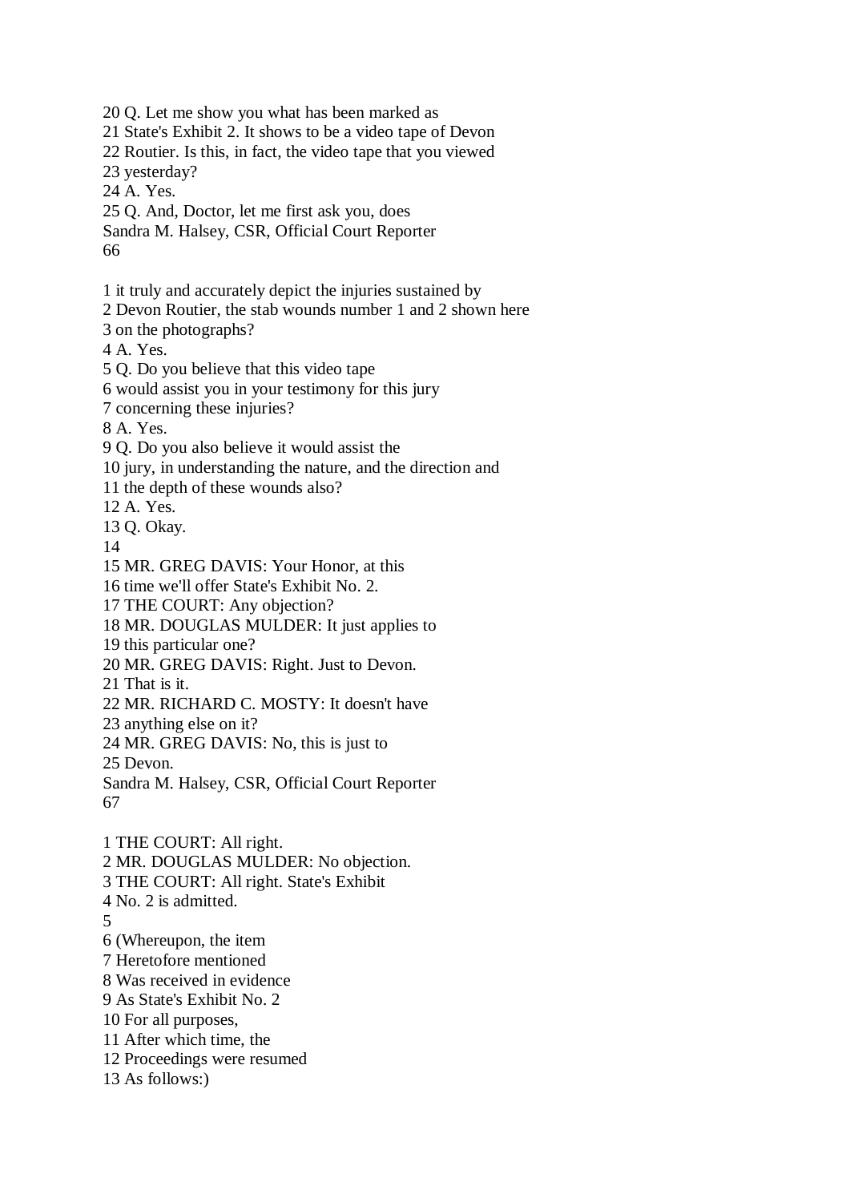20 Q. Let me show you what has been marked as
21 State's Exhibit 2. It shows to be a video tape of Devon
22 Routier. Is this, in fact, the video tape that you viewed
23 yesterday?
24 A. Yes.
25 Q. And, Doctor, let me first ask you, does
Sandra M. Halsey, CSR, Official Court Reporter

1 it truly and accurately depict the injuries sustained by
2 Devon Routier, the stab wounds number 1 and 2 shown here
3 on the photographs?
4 A. Yes.
5 Q. Do you believe that this video tape
6 would assist you in your testimony for this jury
7 concerning these injuries?
8 A. Yes.
9 Q. Do you also believe it would assist the
10 jury, in understanding the nature, and the direction and
11 the depth of these wounds also?
12 A. Yes.
13 Q. Okay.
14
15 MR. GREG DAVIS: Your Honor, at this
16 time we'll offer State's Exhibit No. 2.
17 THE COURT: Any objection?
18 MR. DOUGLAS MULDER: It just applies to
19 this particular one?
20 MR. GREG DAVIS: Right. Just to Devon.
21 That is it.
22 MR. RICHARD C. MOSTY: It doesn't have
23 anything else on it?
24 MR. GREG DAVIS: No, this is just to
25 Devon.
Sandra M. Halsey, CSR, Official Court Reporter

1 THE COURT: All right.
2 MR. DOUGLAS MULDER: No objection.
3 THE COURT: All right. State's Exhibit
4 No. 2 is admitted.
5
6 (Whereupon, the item
7 Heretofore mentioned
8 Was received in evidence
9 As State's Exhibit No. 2
10 For all purposes,
11 After which time, the
12 Proceedings were resumed
13 As follows:)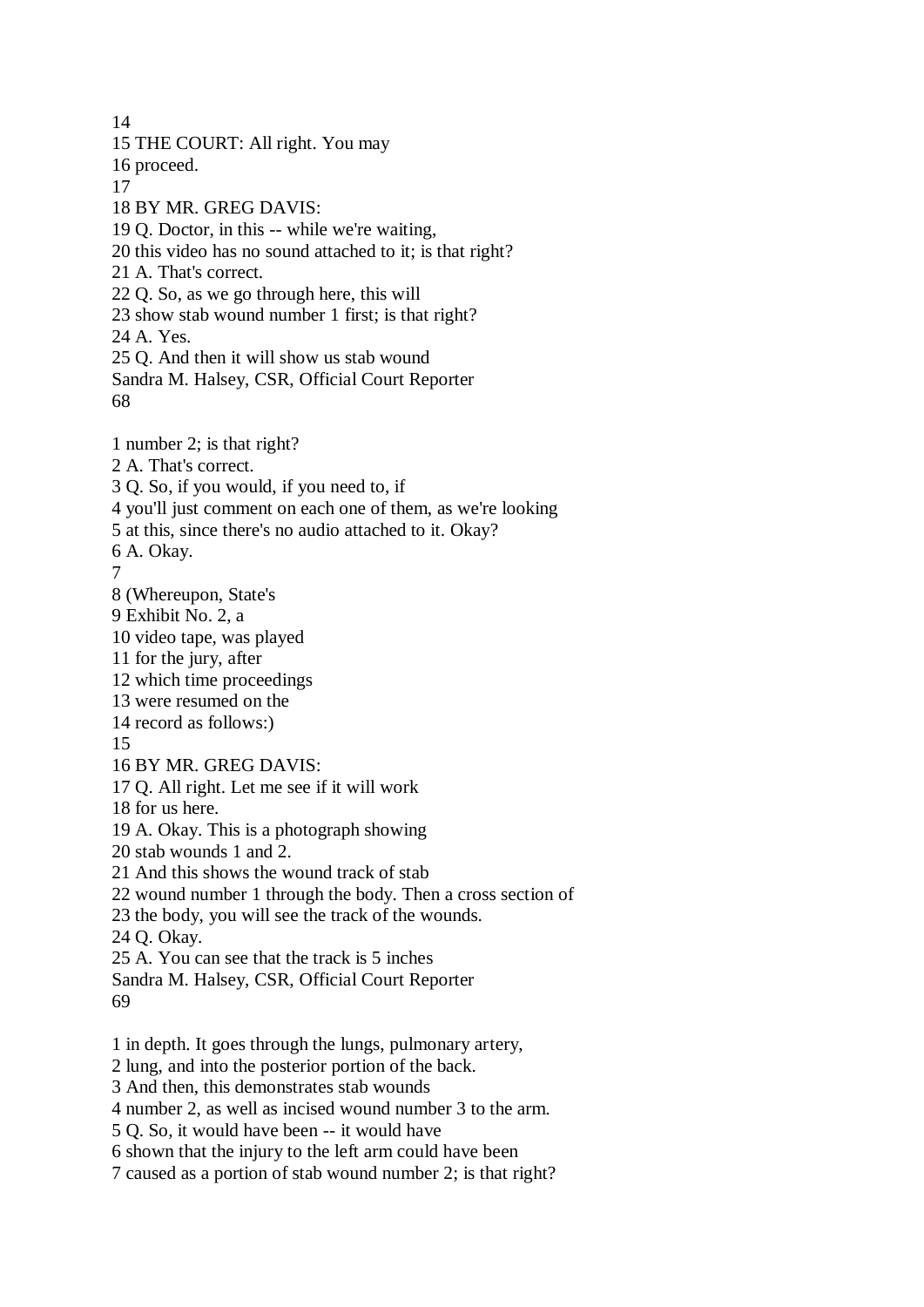14
15 THE COURT: All right. You may
16 proceed.
17
18 BY MR. GREG DAVIS:
19 Q. Doctor, in this -- while we're waiting,
20 this video has no sound attached to it; is that right?
21 A. That's correct.
22 Q. So, as we go through here, this will
23 show stab wound number 1 first; is that right?
24 A. Yes.
25 Q. And then it will show us stab wound
Sandra M. Halsey, CSR, Official Court Reporter

1 number 2; is that right?
2 A. That's correct.
3 Q. So, if you would, if you need to, if
4 you'll just comment on each one of them, as we're looking
5 at this, since there's no audio attached to it. Okay?
6 A. Okay.
7
8 (Whereupon, State's
9 Exhibit No. 2, a
10 video tape, was played
11 for the jury, after
12 which time proceedings
13 were resumed on the
14 record as follows:)
15
16 BY MR. GREG DAVIS:
17 Q. All right. Let me see if it will work
18 for us here.
19 A. Okay. This is a photograph showing
20 stab wounds 1 and 2.
21 And this shows the wound track of stab
22 wound number 1 through the body. Then a cross section of
23 the body, you will see the track of the wounds.
24 Q. Okay.
25 A. You can see that the track is 5 inches
Sandra M. Halsey, CSR, Official Court Reporter

1 in depth. It goes through the lungs, pulmonary artery,
2 lung, and into the posterior portion of the back.
3 And then, this demonstrates stab wounds
4 number 2, as well as incised wound number 3 to the arm.
5 Q. So, it would have been -- it would have
6 shown that the injury to the left arm could have been
7 caused as a portion of stab wound number 2; is that right?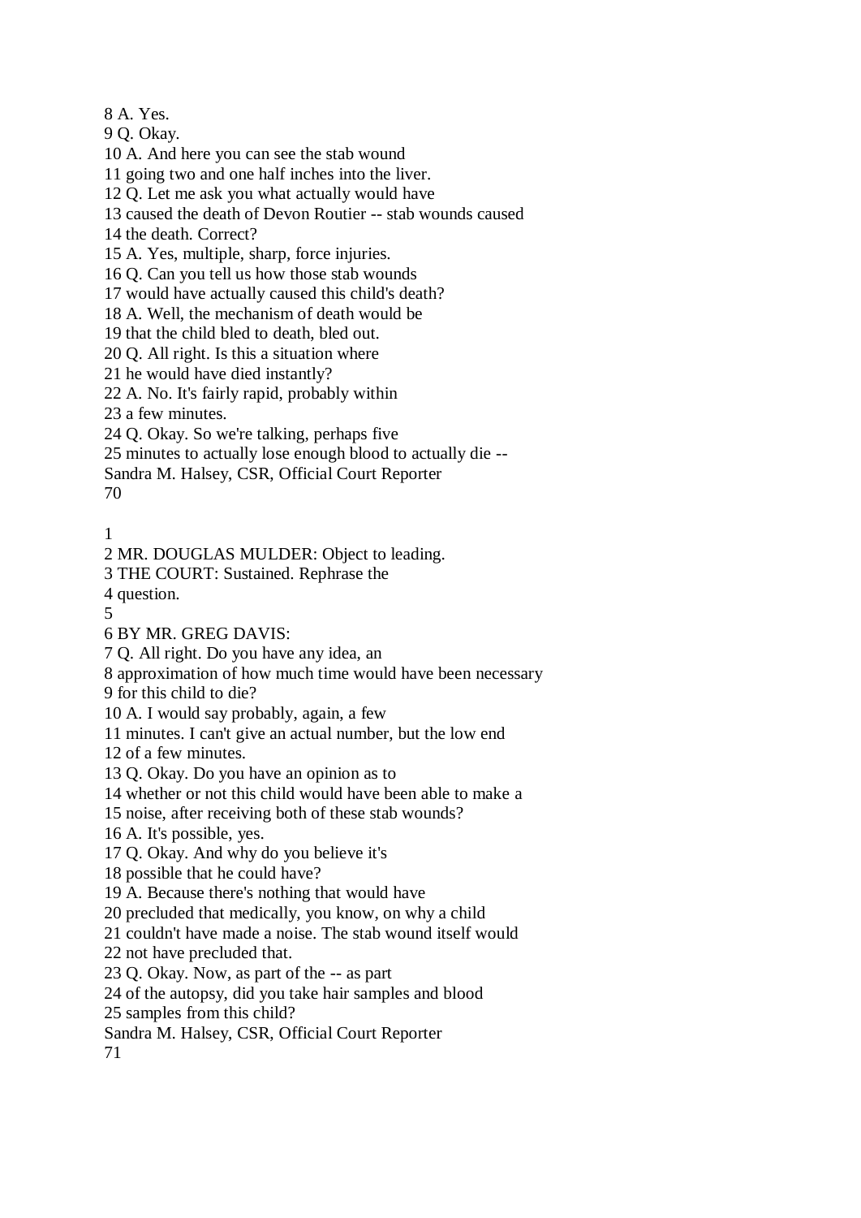8 A. Yes.
9 Q. Okay.
10 A. And here you can see the stab wound
11 going two and one half inches into the liver.
12 Q. Let me ask you what actually would have
13 caused the death of Devon Routier -- stab wounds caused
14 the death. Correct?
15 A. Yes, multiple, sharp, force injuries.
16 Q. Can you tell us how those stab wounds
17 would have actually caused this child's death?
18 A. Well, the mechanism of death would be
19 that the child bled to death, bled out.
20 Q. All right. Is this a situation where
21 he would have died instantly?
22 A. No. It's fairly rapid, probably within
23 a few minutes.
24 Q. Okay. So we're talking, perhaps five
25 minutes to actually lose enough blood to actually die --
Sandra M. Halsey, CSR, Official Court Reporter

1
2 MR. DOUGLAS MULDER: Object to leading.
3 THE COURT: Sustained. Rephrase the
4 question.
5
6 BY MR. GREG DAVIS:
7 Q. All right. Do you have any idea, an
8 approximation of how much time would have been necessary
9 for this child to die?
10 A. I would say probably, again, a few
11 minutes. I can't give an actual number, but the low end
12 of a few minutes.
13 Q. Okay. Do you have an opinion as to
14 whether or not this child would have been able to make a
15 noise, after receiving both of these stab wounds?
16 A. It's possible, yes.
17 Q. Okay. And why do you believe it's
18 possible that he could have?
19 A. Because there's nothing that would have
20 precluded that medically, you know, on why a child
21 couldn't have made a noise. The stab wound itself would
22 not have precluded that.
23 Q. Okay. Now, as part of the -- as part
24 of the autopsy, did you take hair samples and blood
25 samples from this child?
Sandra M. Halsey, CSR, Official Court Reporter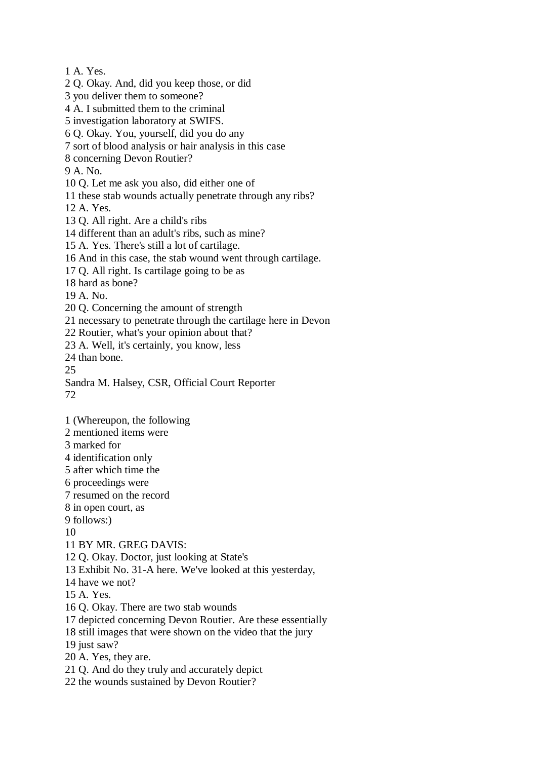1 A. Yes.
2 Q. Okay. And, did you keep those, or did
3 you deliver them to someone?
4 A. I submitted them to the criminal
5 investigation laboratory at SWIFS.
6 Q. Okay. You, yourself, did you do any
7 sort of blood analysis or hair analysis in this case
8 concerning Devon Routier?
9 A. No.
10 Q. Let me ask you also, did either one of
11 these stab wounds actually penetrate through any ribs?
12 A. Yes.
13 Q. All right. Are a child's ribs
14 different than an adult's ribs, such as mine?
15 A. Yes. There's still a lot of cartilage.
16 And in this case, the stab wound went through cartilage.
17 Q. All right. Is cartilage going to be as
18 hard as bone?
19 A. No.
20 Q. Concerning the amount of strength
21 necessary to penetrate through the cartilage here in Devon
22 Routier, what's your opinion about that?
23 A. Well, it's certainly, you know, less
24 than bone.
25
Sandra M. Halsey, CSR, Official Court Reporter

1 (Whereupon, the following
2 mentioned items were
3 marked for
4 identification only
5 after which time the
6 proceedings were
7 resumed on the record
8 in open court, as
9 follows:)
10
11 BY MR. GREG DAVIS:
12 Q. Okay. Doctor, just looking at State's
13 Exhibit No. 31-A here. We've looked at this yesterday,
14 have we not?
15 A. Yes.
16 Q. Okay. There are two stab wounds
17 depicted concerning Devon Routier. Are these essentially
18 still images that were shown on the video that the jury
19 just saw?
20 A. Yes, they are.
21 Q. And do they truly and accurately depict
22 the wounds sustained by Devon Routier?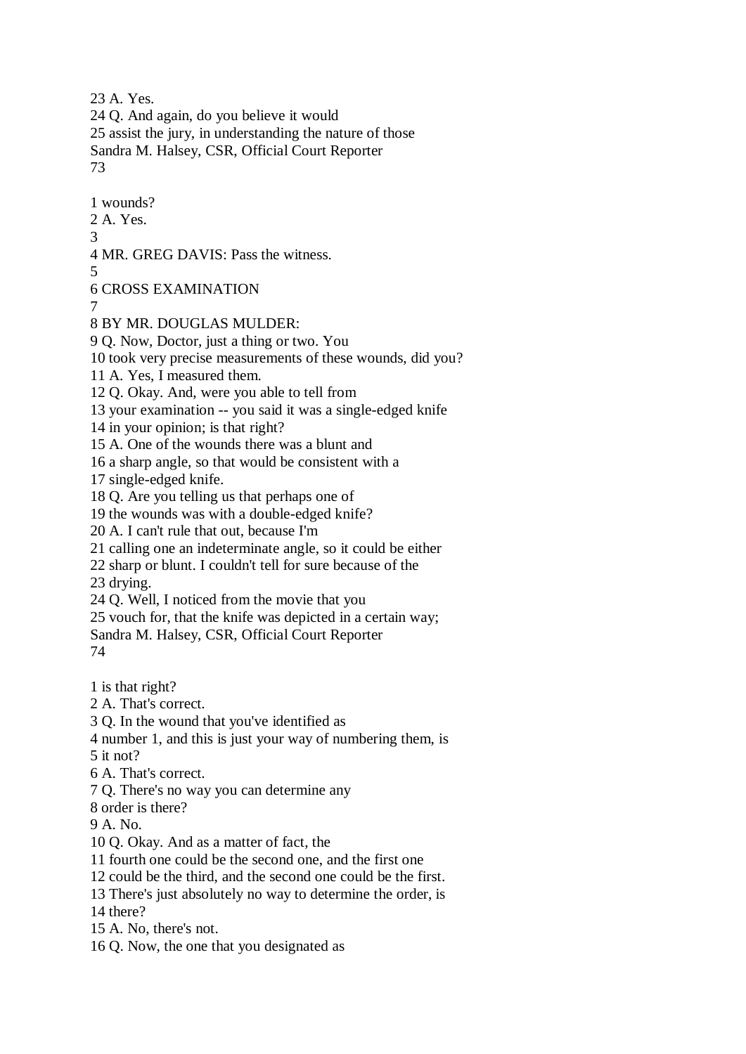23 A. Yes.
24 Q. And again, do you believe it would
25 assist the jury, in understanding the nature of those

1 wounds?
2 A. Yes.
3
4 MR. GREG DAVIS: Pass the witness.
5
6 CROSS EXAMINATION
7
8 BY MR. DOUGLAS MULDER:
9 Q. Now, Doctor, just a thing or two. You
10 took very precise measurements of these wounds, did you?
11 A. Yes, I measured them.
12 Q. Okay. And, were you able to tell from
13 your examination -- you said it was a single-edged knife
14 in your opinion; is that right?
15 A. One of the wounds there was a blunt and
16 a sharp angle, so that would be consistent with a
17 single-edged knife.
18 Q. Are you telling us that perhaps one of
19 the wounds was with a double-edged knife?
20 A. I can't rule that out, because I'm
21 calling one an indeterminate angle, so it could be either
22 sharp or blunt. I couldn't tell for sure because of the
23 drying.
24 Q. Well, I noticed from the movie that you
25 vouch for, that the knife was depicted in a certain way;

1 is that right?
2 A. That's correct.
3 Q. In the wound that you've identified as
4 number 1, and this is just your way of numbering them, is
5 it not?
6 A. That's correct.
7 Q. There's no way you can determine any
8 order is there?
9 A. No.
10 Q. Okay. And as a matter of fact, the
11 fourth one could be the second one, and the first one
12 could be the third, and the second one could be the first.
13 There's just absolutely no way to determine the order, is
14 there?
15 A. No, there's not.
16 Q. Now, the one that you designated as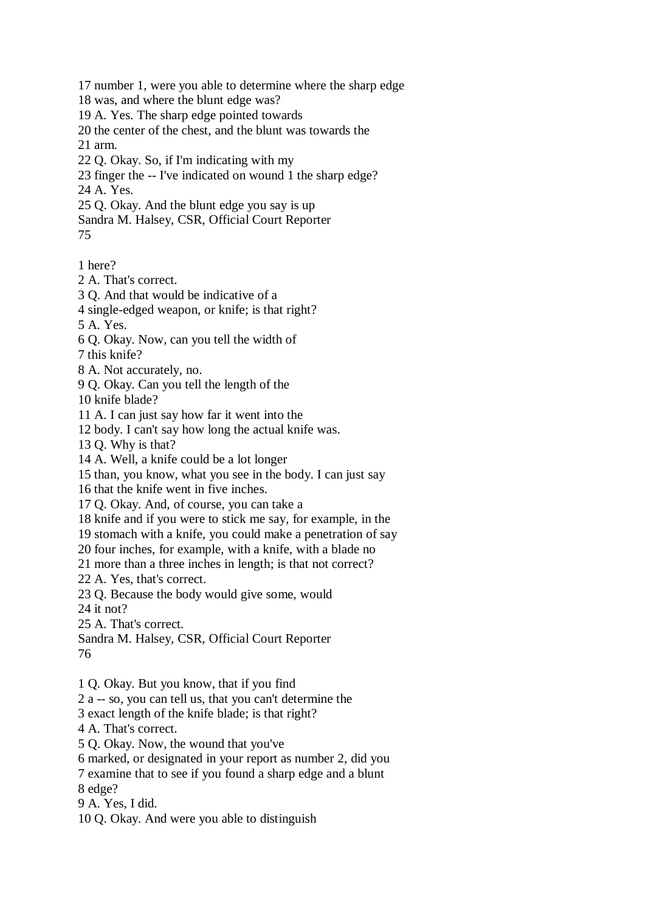17 number 1, were you able to determine where the sharp edge
18 was, and where the blunt edge was?
19 A. Yes. The sharp edge pointed towards
20 the center of the chest, and the blunt was towards the
21 arm.
22 Q. Okay. So, if I'm indicating with my
23 finger the -- I've indicated on wound 1 the sharp edge?
24 A. Yes.
25 Q. Okay. And the blunt edge you say is up
Sandra M. Halsey, CSR, Official Court Reporter

1 here?
2 A. That's correct.
3 Q. And that would be indicative of a
4 single-edged weapon, or knife; is that right?
5 A. Yes.
6 Q. Okay. Now, can you tell the width of
7 this knife?
8 A. Not accurately, no.
9 Q. Okay. Can you tell the length of the
10 knife blade?
11 A. I can just say how far it went into the
12 body. I can't say how long the actual knife was.
13 Q. Why is that?
14 A. Well, a knife could be a lot longer
15 than, you know, what you see in the body. I can just say
16 that the knife went in five inches.
17 Q. Okay. And, of course, you can take a
18 knife and if you were to stick me say, for example, in the
19 stomach with a knife, you could make a penetration of say
20 four inches, for example, with a knife, with a blade no
21 more than a three inches in length; is that not correct?
22 A. Yes, that's correct.
23 Q. Because the body would give some, would
24 it not?
25 A. That's correct.
Sandra M. Halsey, CSR, Official Court Reporter

1 Q. Okay. But you know, that if you find
2 a -- so, you can tell us, that you can't determine the
3 exact length of the knife blade; is that right?
4 A. That's correct.
5 Q. Okay. Now, the wound that you've
6 marked, or designated in your report as number 2, did you
7 examine that to see if you found a sharp edge and a blunt
8 edge?
9 A. Yes, I did.
10 Q. Okay. And were you able to distinguish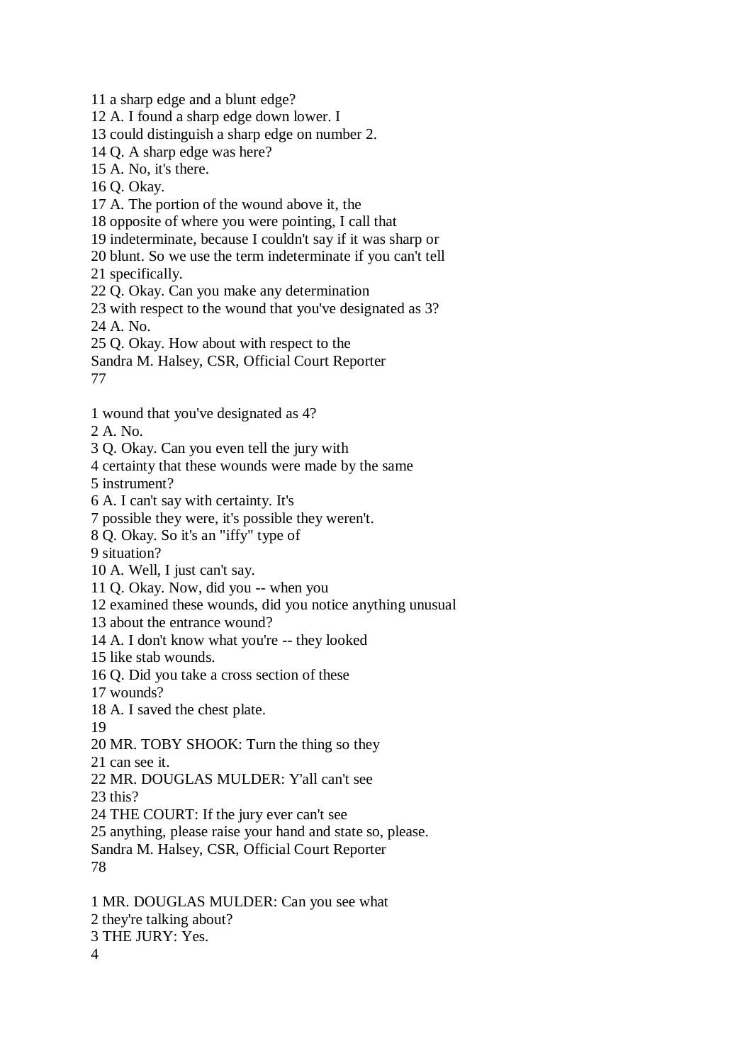11 a sharp edge and a blunt edge?
12 A. I found a sharp edge down lower. I
13 could distinguish a sharp edge on number 2.
14 Q. A sharp edge was here?
15 A. No, it's there.
16 Q. Okay.
17 A. The portion of the wound above it, the
18 opposite of where you were pointing, I call that
19 indeterminate, because I couldn't say if it was sharp or
20 blunt. So we use the term indeterminate if you can't tell
21 specifically.
22 Q. Okay. Can you make any determination
23 with respect to the wound that you've designated as 3?
24 A. No.
25 Q. Okay. How about with respect to the
Sandra M. Halsey, CSR, Official Court Reporter
77

1 wound that you've designated as 4?
2 A. No.
3 Q. Okay. Can you even tell the jury with
4 certainty that these wounds were made by the same
5 instrument?
6 A. I can't say with certainty. It's
7 possible they were, it's possible they weren't.
8 Q. Okay. So it's an "iffy" type of
9 situation?
10 A. Well, I just can't say.
11 Q. Okay. Now, did you -- when you
12 examined these wounds, did you notice anything unusual
13 about the entrance wound?
14 A. I don't know what you're -- they looked
15 like stab wounds.
16 Q. Did you take a cross section of these
17 wounds?
18 A. I saved the chest plate.
19
20 MR. TOBY SHOOK: Turn the thing so they
21 can see it.
22 MR. DOUGLAS MULDER: Y'all can't see
23 this?
24 THE COURT: If the jury ever can't see
25 anything, please raise your hand and state so, please.
Sandra M. Halsey, CSR, Official Court Reporter
78

1 MR. DOUGLAS MULDER: Can you see what
2 they're talking about?
3 THE JURY: Yes.
4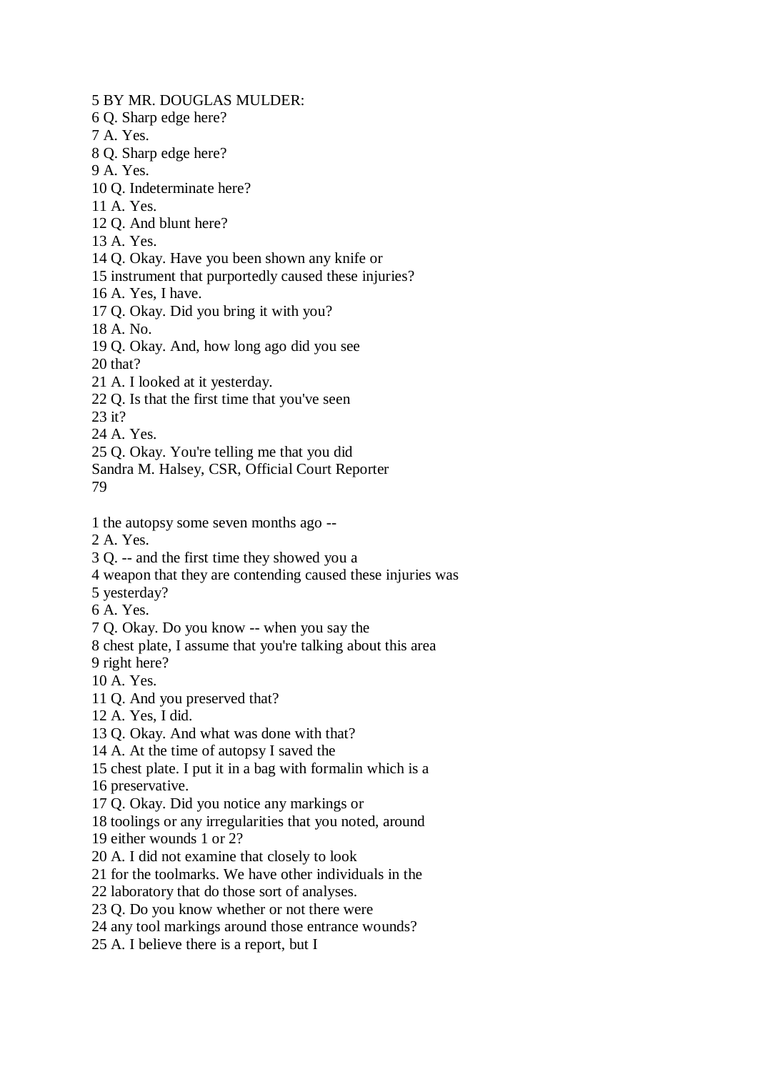5 BY MR. DOUGLAS MULDER:
6 Q. Sharp edge here?
7 A. Yes.
8 Q. Sharp edge here?
9 A. Yes.
10 Q. Indeterminate here?
11 A. Yes.
12 Q. And blunt here?
13 A. Yes.
14 Q. Okay. Have you been shown any knife or
15 instrument that purportedly caused these injuries?
16 A. Yes, I have.
17 Q. Okay. Did you bring it with you?
18 A. No.
19 Q. Okay. And, how long ago did you see
20 that?
21 A. I looked at it yesterday.
22 Q. Is that the first time that you've seen
23 it?
24 A. Yes.
25 Q. Okay. You're telling me that you did
Sandra M. Halsey, CSR, Official Court Reporter

1 the autopsy some seven months ago --
2 A. Yes.
3 Q. -- and the first time they showed you a
4 weapon that they are contending caused these injuries was
5 yesterday?
6 A. Yes.
7 Q. Okay. Do you know -- when you say the
8 chest plate, I assume that you're talking about this area
9 right here?
10 A. Yes.
11 Q. And you preserved that?
12 A. Yes, I did.
13 Q. Okay. And what was done with that?
14 A. At the time of autopsy I saved the
15 chest plate. I put it in a bag with formalin which is a
16 preservative.
17 Q. Okay. Did you notice any markings or
18 toolings or any irregularities that you noted, around
19 either wounds 1 or 2?
20 A. I did not examine that closely to look
21 for the toolmarks. We have other individuals in the
22 laboratory that do those sort of analyses.
23 Q. Do you know whether or not there were
24 any tool markings around those entrance wounds?
25 A. I believe there is a report, but I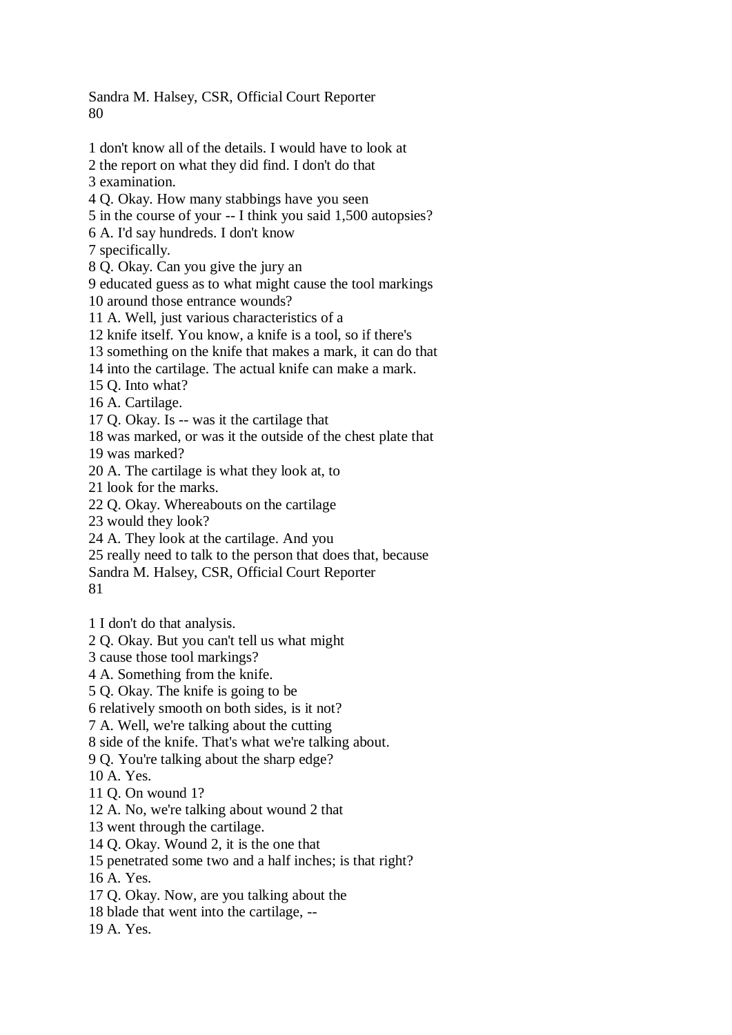1 don't know all of the details. I would have to look at
2 the report on what they did find. I don't do that
3 examination.
4 Q. Okay. How many stabbings have you seen
5 in the course of your -- I think you said 1,500 autopsies?
6 A. I'd say hundreds. I don't know
7 specifically.
8 Q. Okay. Can you give the jury an
9 educated guess as to what might cause the tool markings
10 around those entrance wounds?
11 A. Well, just various characteristics of a
12 knife itself. You know, a knife is a tool, so if there's
13 something on the knife that makes a mark, it can do that
14 into the cartilage. The actual knife can make a mark.
15 Q. Into what?
16 A. Cartilage.
17 Q. Okay. Is -- was it the cartilage that
18 was marked, or was it the outside of the chest plate that
19 was marked?
20 A. The cartilage is what they look at, to
21 look for the marks.
22 Q. Okay. Whereabouts on the cartilage
23 would they look?
24 A. They look at the cartilage. And you
25 really need to talk to the person that does that, because

1 I don't do that analysis.
2 Q. Okay. But you can't tell us what might
3 cause those tool markings?
4 A. Something from the knife.
5 Q. Okay. The knife is going to be
6 relatively smooth on both sides, is it not?
7 A. Well, we're talking about the cutting
8 side of the knife. That's what we're talking about.
9 Q. You're talking about the sharp edge?
10 A. Yes.
11 Q. On wound 1?
12 A. No, we're talking about wound 2 that
13 went through the cartilage.
14 Q. Okay. Wound 2, it is the one that
15 penetrated some two and a half inches; is that right?
16 A. Yes.
17 Q. Okay. Now, are you talking about the
18 blade that went into the cartilage, --
19 A. Yes.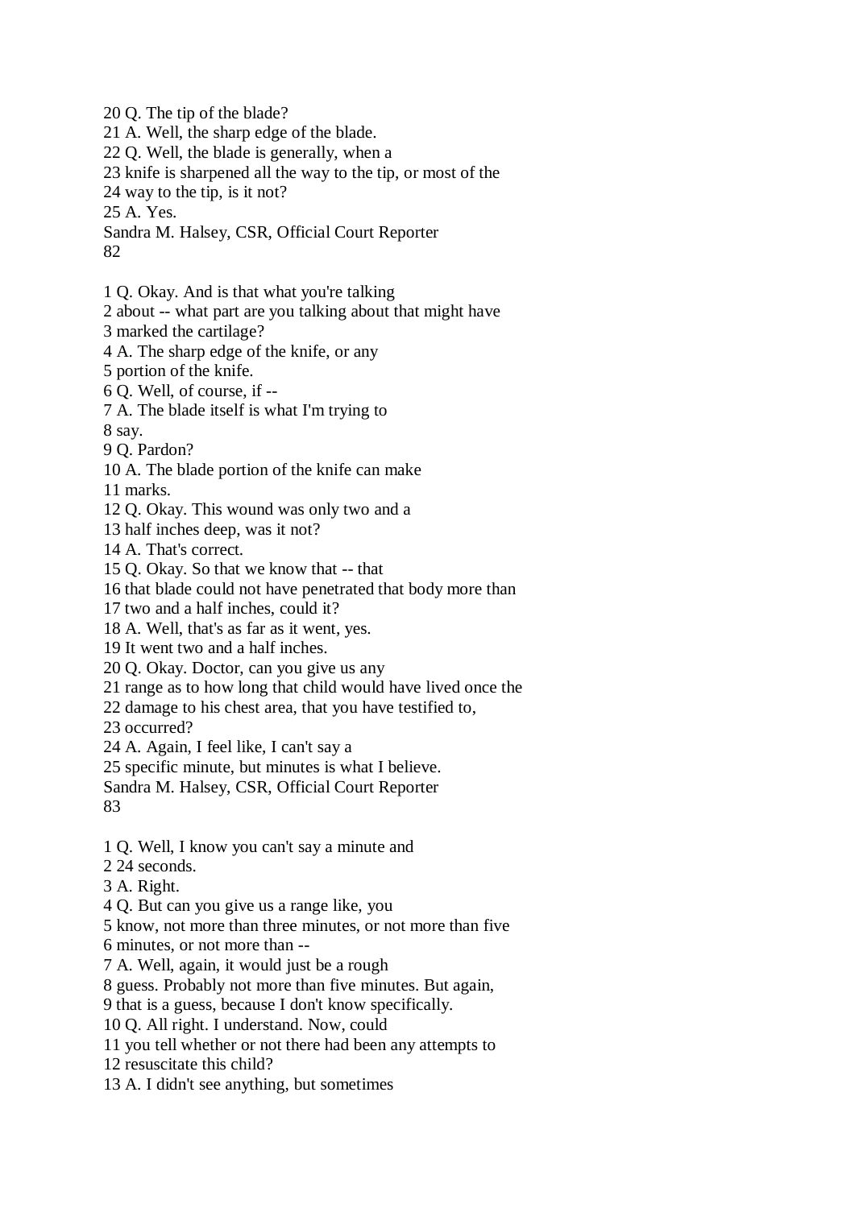20 Q. The tip of the blade?
21 A. Well, the sharp edge of the blade.
22 Q. Well, the blade is generally, when a
23 knife is sharpened all the way to the tip, or most of the
24 way to the tip, is it not?
25 A. Yes.

1 Q. Okay. And is that what you're talking
2 about -- what part are you talking about that might have
3 marked the cartilage?
4 A. The sharp edge of the knife, or any
5 portion of the knife.
6 Q. Well, of course, if --
7 A. The blade itself is what I'm trying to
8 say.
9 Q. Pardon?
10 A. The blade portion of the knife can make
11 marks.
12 Q. Okay. This wound was only two and a
13 half inches deep, was it not?
14 A. That's correct.
15 Q. Okay. So that we know that -- that
16 that blade could not have penetrated that body more than
17 two and a half inches, could it?
18 A. Well, that's as far as it went, yes.
19 It went two and a half inches.
20 Q. Okay. Doctor, can you give us any
21 range as to how long that child would have lived once the
22 damage to his chest area, that you have testified to,
23 occurred?
24 A. Again, I feel like, I can't say a
25 specific minute, but minutes is what I believe.

1 Q. Well, I know you can't say a minute and
2 24 seconds.
3 A. Right.
4 Q. But can you give us a range like, you
5 know, not more than three minutes, or not more than five
6 minutes, or not more than --
7 A. Well, again, it would just be a rough
8 guess. Probably not more than five minutes. But again,
9 that is a guess, because I don't know specifically.
10 Q. All right. I understand. Now, could
11 you tell whether or not there had been any attempts to
12 resuscitate this child?
13 A. I didn't see anything, but sometimes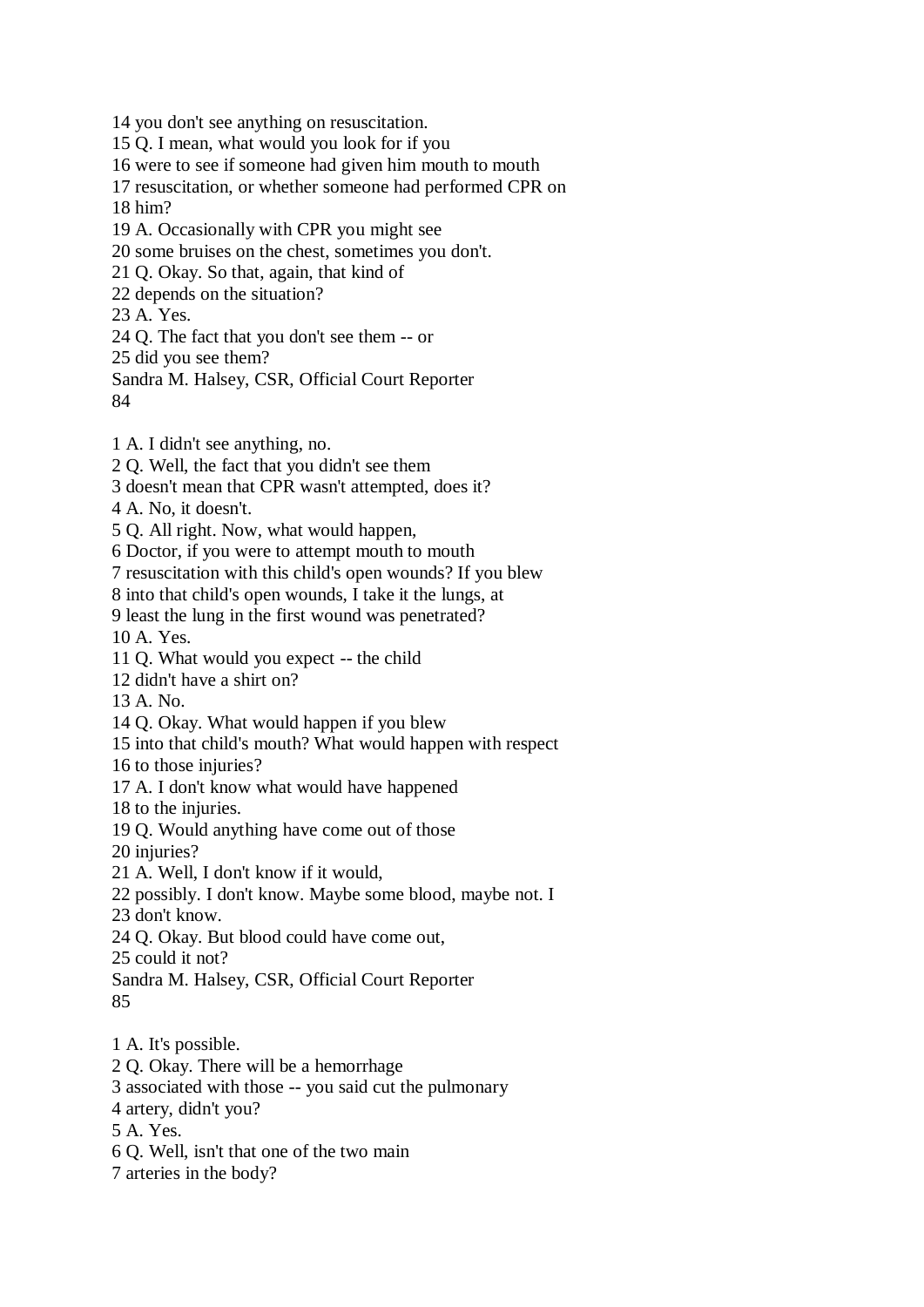14 you don't see anything on resuscitation.
15 Q. I mean, what would you look for if you
16 were to see if someone had given him mouth to mouth
17 resuscitation, or whether someone had performed CPR on
18 him?
19 A. Occasionally with CPR you might see
20 some bruises on the chest, sometimes you don't.
21 Q. Okay. So that, again, that kind of
22 depends on the situation?
23 A. Yes.
24 Q. The fact that you don't see them -- or
25 did you see them?
Sandra M. Halsey, CSR, Official Court Reporter

1 A. I didn't see anything, no.
2 Q. Well, the fact that you didn't see them
3 doesn't mean that CPR wasn't attempted, does it?
4 A. No, it doesn't.
5 Q. All right. Now, what would happen,
6 Doctor, if you were to attempt mouth to mouth
7 resuscitation with this child's open wounds? If you blew
8 into that child's open wounds, I take it the lungs, at
9 least the lung in the first wound was penetrated?
10 A. Yes.
11 Q. What would you expect -- the child
12 didn't have a shirt on?
13 A. No.
14 Q. Okay. What would happen if you blew
15 into that child's mouth? What would happen with respect
16 to those injuries?
17 A. I don't know what would have happened
18 to the injuries.
19 Q. Would anything have come out of those
20 injuries?
21 A. Well, I don't know if it would,
22 possibly. I don't know. Maybe some blood, maybe not. I
23 don't know.
24 Q. Okay. But blood could have come out,
25 could it not?
Sandra M. Halsey, CSR, Official Court Reporter

1 A. It's possible.
2 Q. Okay. There will be a hemorrhage
3 associated with those -- you said cut the pulmonary
4 artery, didn't you?
5 A. Yes.
6 Q. Well, isn't that one of the two main
7 arteries in the body?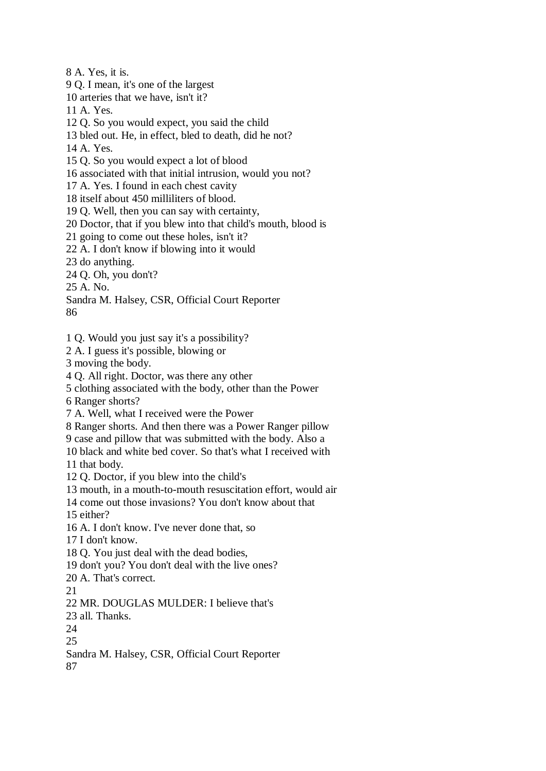8 A. Yes, it is.
9 Q. I mean, it's one of the largest
10 arteries that we have, isn't it?
11 A. Yes.
12 Q. So you would expect, you said the child
13 bled out. He, in effect, bled to death, did he not?
14 A. Yes.
15 Q. So you would expect a lot of blood
16 associated with that initial intrusion, would you not?
17 A. Yes. I found in each chest cavity
18 itself about 450 milliliters of blood.
19 Q. Well, then you can say with certainty,
20 Doctor, that if you blew into that child's mouth, blood is
21 going to come out these holes, isn't it?
22 A. I don't know if blowing into it would
23 do anything.
24 Q. Oh, you don't?
25 A. No.
Sandra M. Halsey, CSR, Official Court Reporter
86

1 Q. Would you just say it's a possibility?
2 A. I guess it's possible, blowing or
3 moving the body.
4 Q. All right. Doctor, was there any other
5 clothing associated with the body, other than the Power
6 Ranger shorts?
7 A. Well, what I received were the Power
8 Ranger shorts. And then there was a Power Ranger pillow
9 case and pillow that was submitted with the body. Also a
10 black and white bed cover. So that's what I received with
11 that body.
12 Q. Doctor, if you blew into the child's
13 mouth, in a mouth-to-mouth resuscitation effort, would air
14 come out those invasions? You don't know about that
15 either?
16 A. I don't know. I've never done that, so
17 I don't know.
18 Q. You just deal with the dead bodies,
19 don't you? You don't deal with the live ones?
20 A. That's correct.
21
22 MR. DOUGLAS MULDER: I believe that's
23 all. Thanks.
24
25
Sandra M. Halsey, CSR, Official Court Reporter
87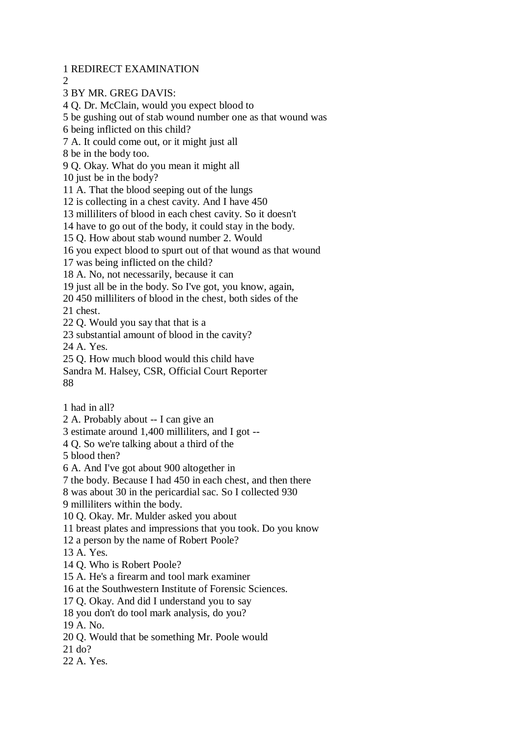1 REDIRECT EXAMINATION

2

3 BY MR. GREG DAVIS:

4 Q. Dr. McClain, would you expect blood to

5 be gushing out of stab wound number one as that wound was

6 being inflicted on this child?

7 A. It could come out, or it might just all

8 be in the body too.

9 Q. Okay. What do you mean it might all

10 just be in the body?

11 A. That the blood seeping out of the lungs

12 is collecting in a chest cavity. And I have 450

13 milliliters of blood in each chest cavity. So it doesn't

14 have to go out of the body, it could stay in the body.

15 Q. How about stab wound number 2. Would

16 you expect blood to spurt out of that wound as that wound

17 was being inflicted on the child?

18 A. No, not necessarily, because it can

19 just all be in the body. So I've got, you know, again,

20 450 milliliters of blood in the chest, both sides of the

21 chest.

22 Q. Would you say that that is a

23 substantial amount of blood in the cavity?

24 A. Yes.

25 Q. How much blood would this child have

Sandra M. Halsey, CSR, Official Court Reporter

1 had in all?

2 A. Probably about -- I can give an

3 estimate around 1,400 milliliters, and I got --

4 Q. So we're talking about a third of the

5 blood then?

6 A. And I've got about 900 altogether in

7 the body. Because I had 450 in each chest, and then there

8 was about 30 in the pericardial sac. So I collected 930

9 milliliters within the body.

10 Q. Okay. Mr. Mulder asked you about

11 breast plates and impressions that you took. Do you know

12 a person by the name of Robert Poole?

13 A. Yes.

14 Q. Who is Robert Poole?

15 A. He's a firearm and tool mark examiner

16 at the Southwestern Institute of Forensic Sciences.

17 Q. Okay. And did I understand you to say

18 you don't do tool mark analysis, do you?

19 A. No.

20 Q. Would that be something Mr. Poole would

21 do?

22 A. Yes.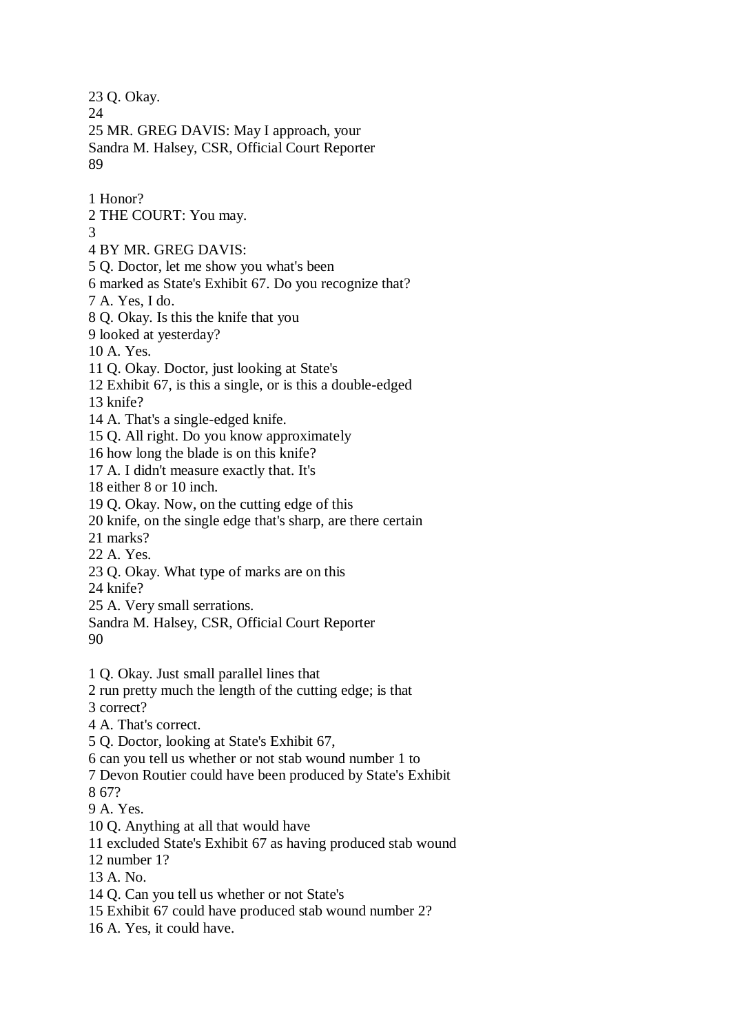23 Q. Okay.
24
25 MR. GREG DAVIS: May I approach, your

1 Honor?
2 THE COURT: You may.
3
4 BY MR. GREG DAVIS:
5 Q. Doctor, let me show you what's been
6 marked as State's Exhibit 67. Do you recognize that?
7 A. Yes, I do.
8 Q. Okay. Is this the knife that you
9 looked at yesterday?
10 A. Yes.
11 Q. Okay. Doctor, just looking at State's
12 Exhibit 67, is this a single, or is this a double-edged
13 knife?
14 A. That's a single-edged knife.
15 Q. All right. Do you know approximately
16 how long the blade is on this knife?
17 A. I didn't measure exactly that. It's
18 either 8 or 10 inch.
19 Q. Okay. Now, on the cutting edge of this
20 knife, on the single edge that's sharp, are there certain
21 marks?
22 A. Yes.
23 Q. Okay. What type of marks are on this
24 knife?
25 A. Very small serrations.

1 Q. Okay. Just small parallel lines that
2 run pretty much the length of the cutting edge; is that
3 correct?
4 A. That's correct.
5 Q. Doctor, looking at State's Exhibit 67,
6 can you tell us whether or not stab wound number 1 to
7 Devon Routier could have been produced by State's Exhibit
8 67?
9 A. Yes.
10 Q. Anything at all that would have
11 excluded State's Exhibit 67 as having produced stab wound
12 number 1?
13 A. No.
14 Q. Can you tell us whether or not State's
15 Exhibit 67 could have produced stab wound number 2?
16 A. Yes, it could have.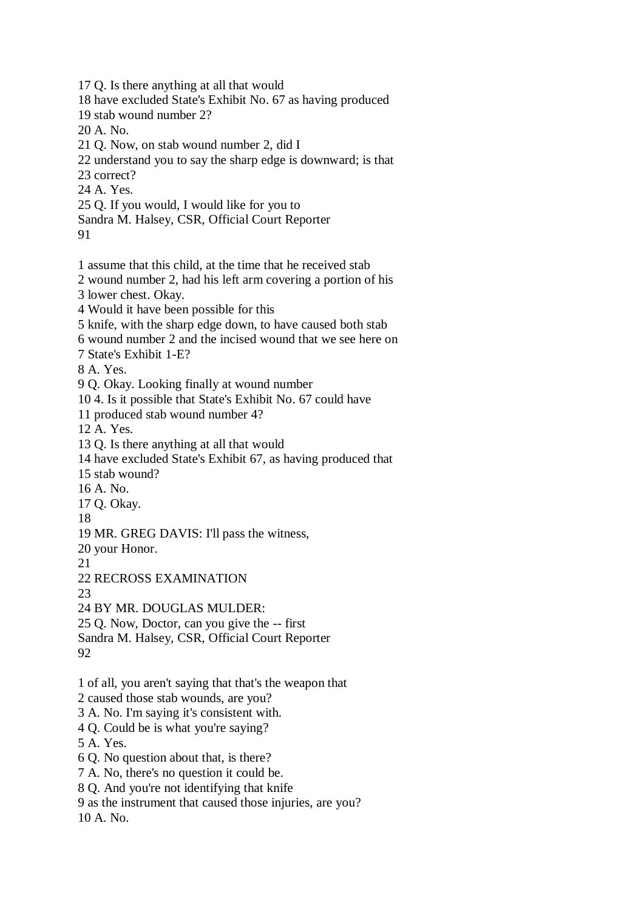17 Q. Is there anything at all that would
18 have excluded State's Exhibit No. 67 as having produced
19 stab wound number 2?
20 A. No.
21 Q. Now, on stab wound number 2, did I
22 understand you to say the sharp edge is downward; is that
23 correct?
24 A. Yes.
25 Q. If you would, I would like for you to
Sandra M. Halsey, CSR, Official Court Reporter

1 assume that this child, at the time that he received stab
2 wound number 2, had his left arm covering a portion of his
3 lower chest. Okay.
4 Would it have been possible for this
5 knife, with the sharp edge down, to have caused both stab
6 wound number 2 and the incised wound that we see here on
7 State's Exhibit 1-E?
8 A. Yes.
9 Q. Okay. Looking finally at wound number
10 4. Is it possible that State's Exhibit No. 67 could have
11 produced stab wound number 4?
12 A. Yes.
13 Q. Is there anything at all that would
14 have excluded State's Exhibit 67, as having produced that
15 stab wound?
16 A. No.
17 Q. Okay.
18
19 MR. GREG DAVIS: I'll pass the witness,
20 your Honor.
21
22 RECROSS EXAMINATION
23
24 BY MR. DOUGLAS MULDER:
25 Q. Now, Doctor, can you give the -- first
Sandra M. Halsey, CSR, Official Court Reporter

1 of all, you aren't saying that that's the weapon that
2 caused those stab wounds, are you?
3 A. No. I'm saying it's consistent with.
4 Q. Could be is what you're saying?
5 A. Yes.
6 Q. No question about that, is there?
7 A. No, there's no question it could be.
8 Q. And you're not identifying that knife
9 as the instrument that caused those injuries, are you?
10 A. No.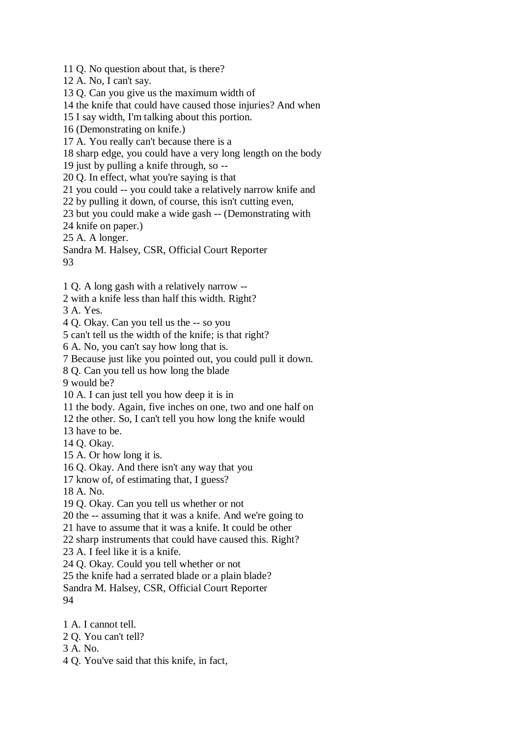11 Q. No question about that, is there?
12 A. No, I can't say.
13 Q. Can you give us the maximum width of
14 the knife that could have caused those injuries? And when
15 I say width, I'm talking about this portion.
16 (Demonstrating on knife.)
17 A. You really can't because there is a
18 sharp edge, you could have a very long length on the body
19 just by pulling a knife through, so --
20 Q. In effect, what you're saying is that
21 you could -- you could take a relatively narrow knife and
22 by pulling it down, of course, this isn't cutting even,
23 but you could make a wide gash -- (Demonstrating with
24 knife on paper.)
25 A. A longer.
Sandra M. Halsey, CSR, Official Court Reporter
93

1 Q. A long gash with a relatively narrow --
2 with a knife less than half this width. Right?
3 A. Yes.
4 Q. Okay. Can you tell us the -- so you
5 can't tell us the width of the knife; is that right?
6 A. No, you can't say how long that is.
7 Because just like you pointed out, you could pull it down.
8 Q. Can you tell us how long the blade
9 would be?
10 A. I can just tell you how deep it is in
11 the body. Again, five inches on one, two and one half on
12 the other. So, I can't tell you how long the knife would
13 have to be.
14 Q. Okay.
15 A. Or how long it is.
16 Q. Okay. And there isn't any way that you
17 know of, of estimating that, I guess?
18 A. No.
19 Q. Okay. Can you tell us whether or not
20 the -- assuming that it was a knife. And we're going to
21 have to assume that it was a knife. It could be other
22 sharp instruments that could have caused this. Right?
23 A. I feel like it is a knife.
24 Q. Okay. Could you tell whether or not
25 the knife had a serrated blade or a plain blade?
Sandra M. Halsey, CSR, Official Court Reporter
94

1 A. I cannot tell.
2 Q. You can't tell?
3 A. No.
4 Q. You've said that this knife, in fact,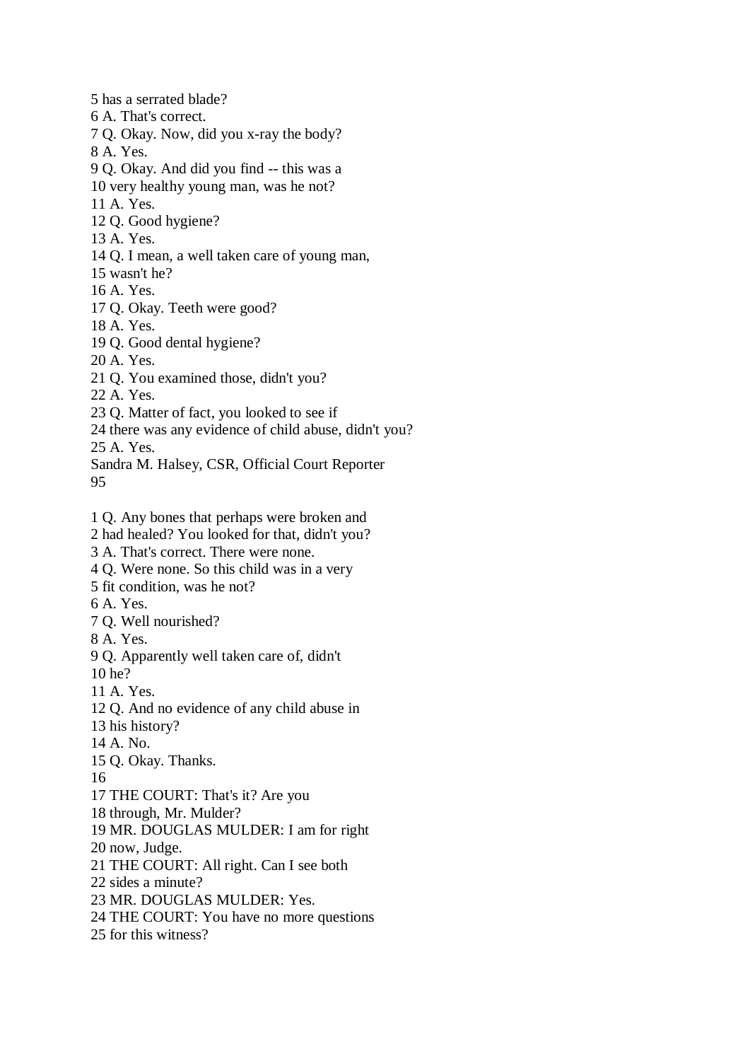5 has a serrated blade?
6 A. That's correct.
7 Q. Okay. Now, did you x-ray the body?
8 A. Yes.
9 Q. Okay. And did you find -- this was a
10 very healthy young man, was he not?
11 A. Yes.
12 Q. Good hygiene?
13 A. Yes.
14 Q. I mean, a well taken care of young man,
15 wasn't he?
16 A. Yes.
17 Q. Okay. Teeth were good?
18 A. Yes.
19 Q. Good dental hygiene?
20 A. Yes.
21 Q. You examined those, didn't you?
22 A. Yes.
23 Q. Matter of fact, you looked to see if
24 there was any evidence of child abuse, didn't you?
25 A. Yes.
Sandra M. Halsey, CSR, Official Court Reporter

1 Q. Any bones that perhaps were broken and
2 had healed? You looked for that, didn't you?
3 A. That's correct. There were none.
4 Q. Were none. So this child was in a very
5 fit condition, was he not?
6 A. Yes.
7 Q. Well nourished?
8 A. Yes.
9 Q. Apparently well taken care of, didn't
10 he?
11 A. Yes.
12 Q. And no evidence of any child abuse in
13 his history?
14 A. No.
15 Q. Okay. Thanks.
16
17 THE COURT: That's it? Are you
18 through, Mr. Mulder?
19 MR. DOUGLAS MULDER: I am for right
20 now, Judge.
21 THE COURT: All right. Can I see both
22 sides a minute?
23 MR. DOUGLAS MULDER: Yes.
24 THE COURT: You have no more questions
25 for this witness?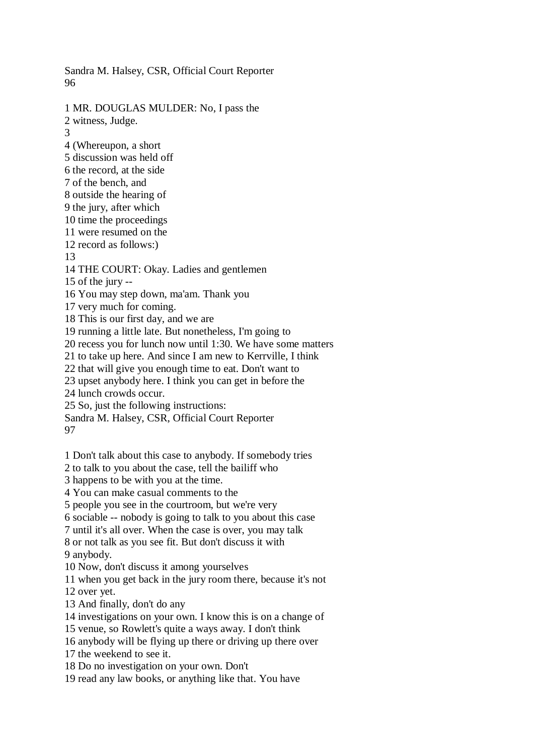1 MR. DOUGLAS MULDER: No, I pass the
2 witness, Judge.
3
4 (Whereupon, a short
5 discussion was held off
6 the record, at the side
7 of the bench, and
8 outside the hearing of
9 the jury, after which
10 time the proceedings
11 were resumed on the
12 record as follows:)
13
14 THE COURT: Okay. Ladies and gentlemen
15 of the jury --
16 You may step down, ma'am. Thank you
17 very much for coming.
18 This is our first day, and we are
19 running a little late. But nonetheless, I'm going to
20 recess you for lunch now until 1:30. We have some matters
21 to take up here. And since I am new to Kerrville, I think
22 that will give you enough time to eat. Don't want to
23 upset anybody here. I think you can get in before the
24 lunch crowds occur.
25 So, just the following instructions:

1 Don't talk about this case to anybody. If somebody tries
2 to talk to you about the case, tell the bailiff who
3 happens to be with you at the time.
4 You can make casual comments to the
5 people you see in the courtroom, but we're very
6 sociable -- nobody is going to talk to you about this case
7 until it's all over. When the case is over, you may talk
8 or not talk as you see fit. But don't discuss it with
9 anybody.
10 Now, don't discuss it among yourselves
11 when you get back in the jury room there, because it's not
12 over yet.
13 And finally, don't do any
14 investigations on your own. I know this is on a change of
15 venue, so Rowlett's quite a ways away. I don't think
16 anybody will be flying up there or driving up there over
17 the weekend to see it.
18 Do no investigation on your own. Don't
19 read any law books, or anything like that. You have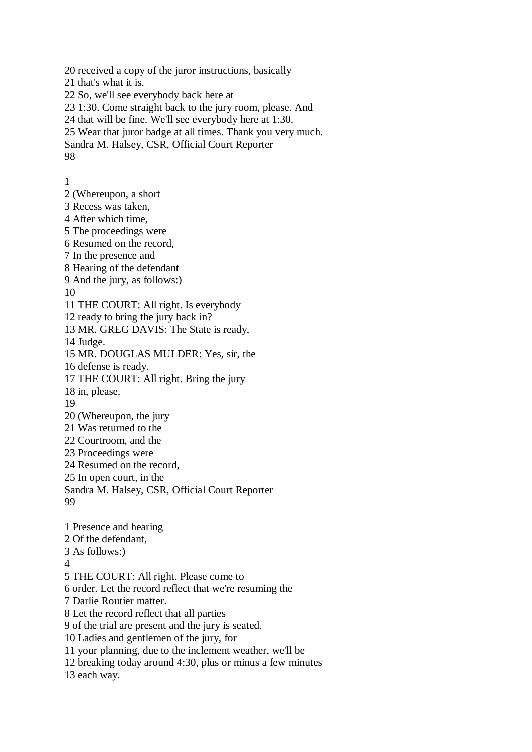20 received a copy of the juror instructions, basically
21 that's what it is.
22 So, we'll see everybody back here at
23 1:30. Come straight back to the jury room, please. And
24 that will be fine. We'll see everybody here at 1:30.
25 Wear that juror badge at all times. Thank you very much.
Sandra M. Halsey, CSR, Official Court Reporter

1
2 (Whereupon, a short
3 Recess was taken,
4 After which time,
5 The proceedings were
6 Resumed on the record,
7 In the presence and
8 Hearing of the defendant
9 And the jury, as follows:)
10
11 THE COURT: All right. Is everybody
12 ready to bring the jury back in?
13 MR. GREG DAVIS: The State is ready,
14 Judge.
15 MR. DOUGLAS MULDER: Yes, sir, the
16 defense is ready.
17 THE COURT: All right. Bring the jury
18 in, please.
19
20 (Whereupon, the jury
21 Was returned to the
22 Courtroom, and the
23 Proceedings were
24 Resumed on the record,
25 In open court, in the
Sandra M. Halsey, CSR, Official Court Reporter

1 Presence and hearing
2 Of the defendant,
3 As follows:)
4
5 THE COURT: All right. Please come to
6 order. Let the record reflect that we're resuming the
7 Darlie Routier matter.
8 Let the record reflect that all parties
9 of the trial are present and the jury is seated.
10 Ladies and gentlemen of the jury, for
11 your planning, due to the inclement weather, we'll be
12 breaking today around 4:30, plus or minus a few minutes
13 each way.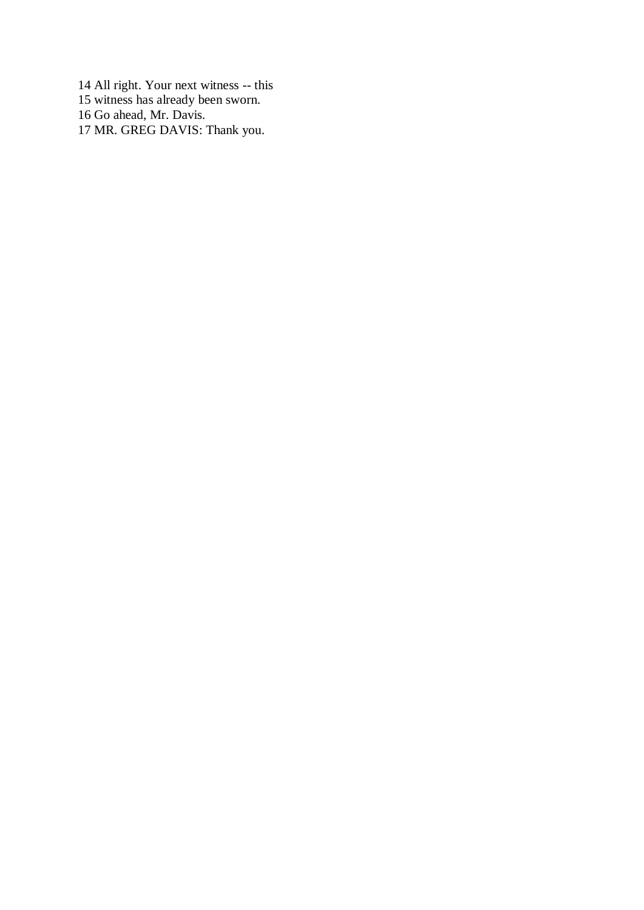14 All right. Your next witness -- this
15 witness has already been sworn.
16 Go ahead, Mr. Davis.
17 MR. GREG DAVIS: Thank you.